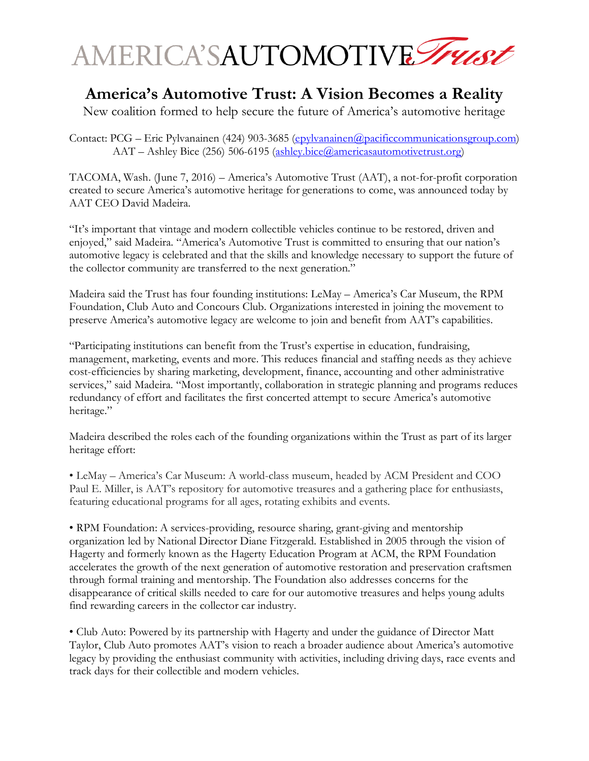AMERICA'S AUTOMOTIVE *Trust*

# America's Automotive Trust: A Vision Becomes a Reality

New coalition formed to help secure the future of America's automotive heritage

Contact: PCG – Eric Pylvanainen (424) 903-3685 (epylvanainen@pacificcommunicationsgroup.com)
AAT – Ashley Bice (256) 506-6195 (ashley.bice@americasautomotivetrust.org)

TACOMA, Wash. (June 7, 2016) – America's Automotive Trust (AAT), a not-for-profit corporation created to secure America's automotive heritage for generations to come, was announced today by AAT CEO David Madeira.

"It's important that vintage and modern collectible vehicles continue to be restored, driven and enjoyed," said Madeira. "America's Automotive Trust is committed to ensuring that our nation's automotive legacy is celebrated and that the skills and knowledge necessary to support the future of the collector community are transferred to the next generation."

Madeira said the Trust has four founding institutions: LeMay – America's Car Museum, the RPM Foundation, Club Auto and Concours Club. Organizations interested in joining the movement to preserve America's automotive legacy are welcome to join and benefit from AAT's capabilities.

"Participating institutions can benefit from the Trust's expertise in education, fundraising, management, marketing, events and more. This reduces financial and staffing needs as they achieve cost-efficiencies by sharing marketing, development, finance, accounting and other administrative services," said Madeira. "Most importantly, collaboration in strategic planning and programs reduces redundancy of effort and facilitates the first concerted attempt to secure America's automotive heritage."

Madeira described the roles each of the founding organizations within the Trust as part of its larger heritage effort:

• LeMay – America's Car Museum: A world-class museum, headed by ACM President and COO Paul E. Miller, is AAT's repository for automotive treasures and a gathering place for enthusiasts, featuring educational programs for all ages, rotating exhibits and events.

• RPM Foundation: A services-providing, resource sharing, grant-giving and mentorship organization led by National Director Diane Fitzgerald. Established in 2005 through the vision of Hagerty and formerly known as the Hagerty Education Program at ACM, the RPM Foundation accelerates the growth of the next generation of automotive restoration and preservation craftsmen through formal training and mentorship. The Foundation also addresses concerns for the disappearance of critical skills needed to care for our automotive treasures and helps young adults find rewarding careers in the collector car industry.

• Club Auto: Powered by its partnership with Hagerty and under the guidance of Director Matt Taylor, Club Auto promotes AAT's vision to reach a broader audience about America's automotive legacy by providing the enthusiast community with activities, including driving days, race events and track days for their collectible and modern vehicles.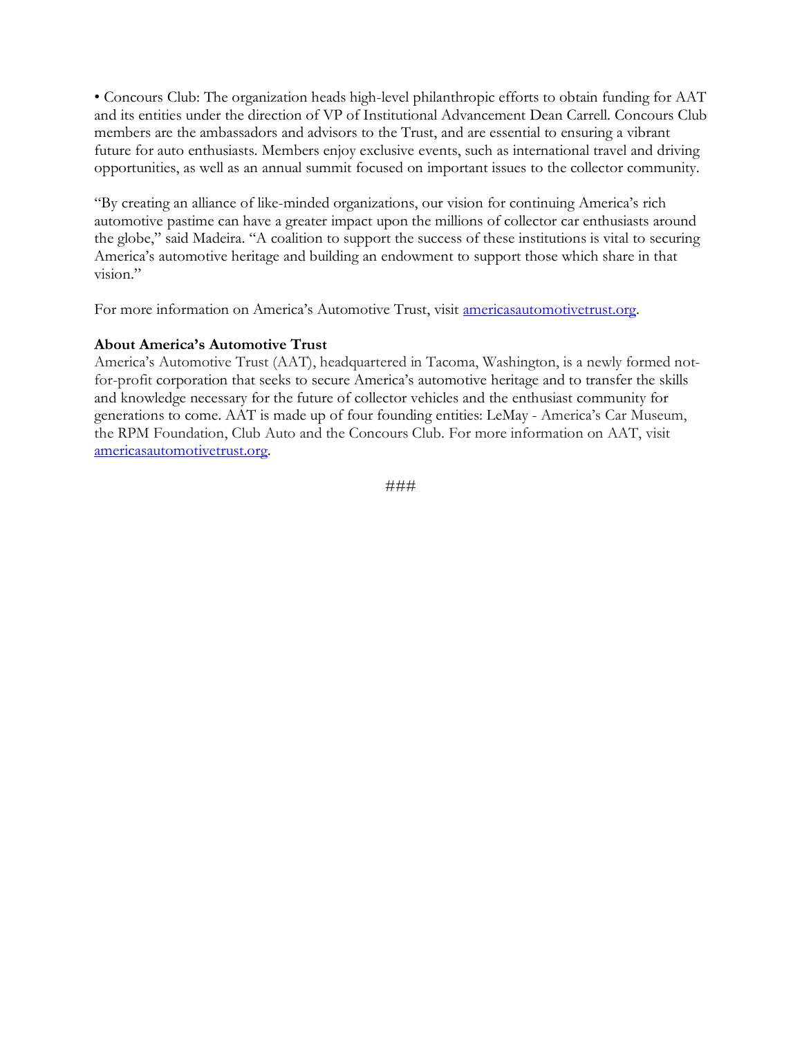• Concours Club: The organization heads high-level philanthropic efforts to obtain funding for AAT and its entities under the direction of VP of Institutional Advancement Dean Carrell. Concours Club members are the ambassadors and advisors to the Trust, and are essential to ensuring a vibrant future for auto enthusiasts. Members enjoy exclusive events, such as international travel and driving opportunities, as well as an annual summit focused on important issues to the collector community.

"By creating an alliance of like-minded organizations, our vision for continuing America's rich automotive pastime can have a greater impact upon the millions of collector car enthusiasts around the globe," said Madeira. "A coalition to support the success of these institutions is vital to securing America's automotive heritage and building an endowment to support those which share in that vision."

For more information on America's Automotive Trust, visit [americasautomotivetrust.org](http://americasautomotivetrust.org).

**About America's Automotive Trust**

America's Automotive Trust (AAT), headquartered in Tacoma, Washington, is a newly formed not-for-profit corporation that seeks to secure America's automotive heritage and to transfer the skills and knowledge necessary for the future of collector vehicles and the enthusiast community for generations to come. AAT is made up of four founding entities: LeMay - America's Car Museum, the RPM Foundation, Club Auto and the Concours Club. For more information on AAT, visit [americasautomotivetrust.org](http://americasautomotivetrust.org).

###